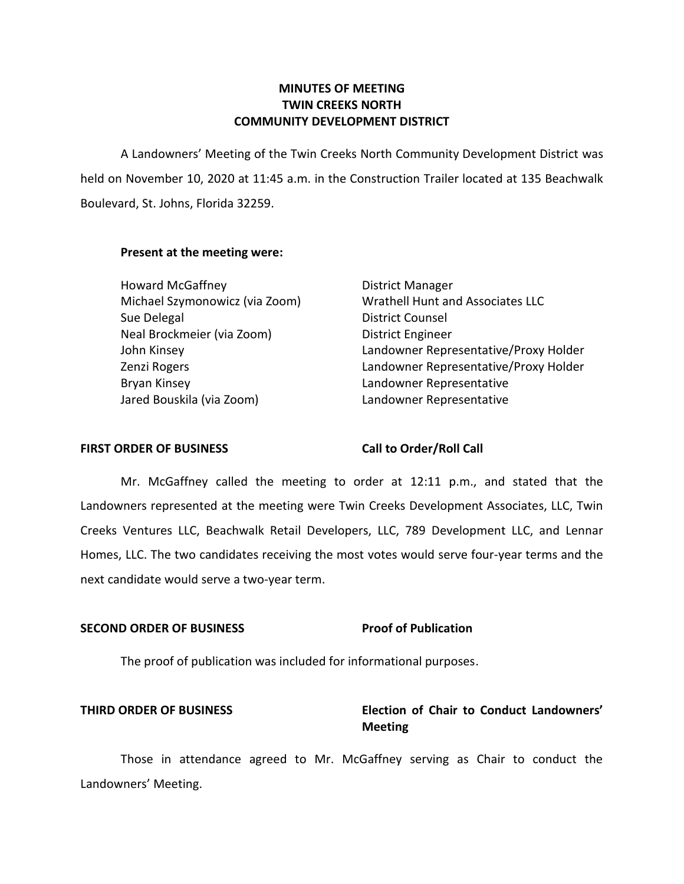# MINUTES OF MEETING
# TWIN CREEKS NORTH
# COMMUNITY DEVELOPMENT DISTRICT

A Landowners' Meeting of the Twin Creeks North Community Development District was held on November 10, 2020 at 11:45 a.m. in the Construction Trailer located at 135 Beachwalk Boulevard, St. Johns, Florida 32259.

**Present at the meeting were:**

| | |
|---|---|
| Howard McGaffney | District Manager |
| Michael Szymonowicz (via Zoom) | Wrathell Hunt and Associates LLC |
| Sue Delegal | District Counsel |
| Neal Brockmeier (via Zoom) | District Engineer |
| John Kinsey | Landowner Representative/Proxy Holder |
| Zenzi Rogers | Landowner Representative/Proxy Holder |
| Bryan Kinsey | Landowner Representative |
| Jared Bouskila (via Zoom) | Landowner Representative |

**FIRST ORDER OF BUSINESS** **Call to Order/Roll Call**

Mr. McGaffney called the meeting to order at 12:11 p.m., and stated that the Landowners represented at the meeting were Twin Creeks Development Associates, LLC, Twin Creeks Ventures LLC, Beachwalk Retail Developers, LLC, 789 Development LLC, and Lennar Homes, LLC. The two candidates receiving the most votes would serve four-year terms and the next candidate would serve a two-year term.

**SECOND ORDER OF BUSINESS** **Proof of Publication**

The proof of publication was included for informational purposes.

**THIRD ORDER OF BUSINESS** **Election of Chair to Conduct Landowners' Meeting**

Those in attendance agreed to Mr. McGaffney serving as Chair to conduct the Landowners' Meeting.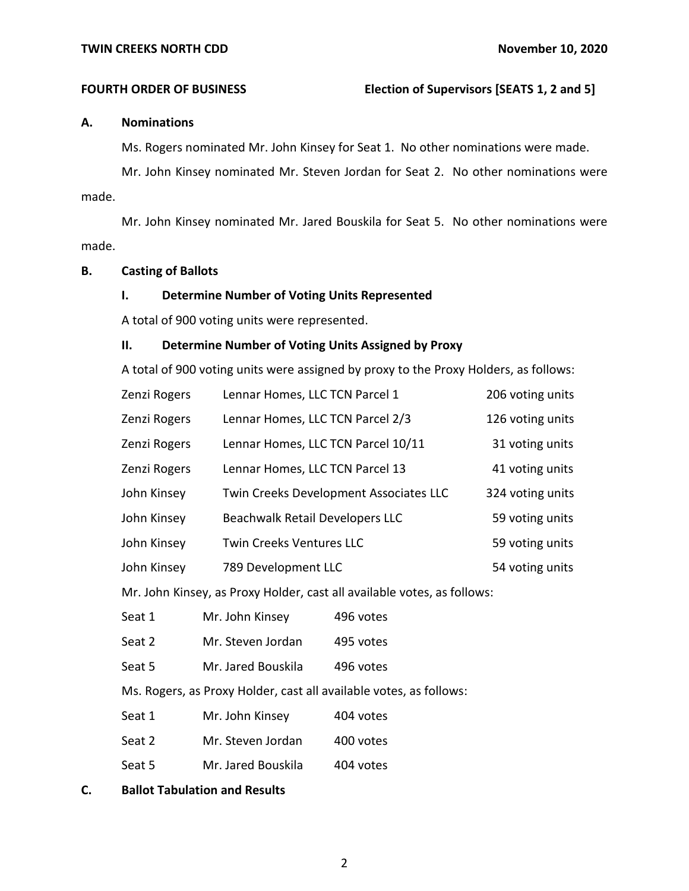**FOURTH ORDER OF BUSINESS** **Election of Supervisors [SEATS 1, 2 and 5]**

**A. Nominations**

Ms. Rogers nominated Mr. John Kinsey for Seat 1. No other nominations were made.

Mr. John Kinsey nominated Mr. Steven Jordan for Seat 2. No other nominations were made.

Mr. John Kinsey nominated Mr. Jared Bouskila for Seat 5. No other nominations were made.

**B. Casting of Ballots**

**I. Determine Number of Voting Units Represented**

A total of 900 voting units were represented.

**II. Determine Number of Voting Units Assigned by Proxy**

A total of 900 voting units were assigned by proxy to the Proxy Holders, as follows:

| | | |
|---|---|---|
| Zenzi Rogers | Lennar Homes, LLC TCN Parcel 1 | 206 voting units |
| Zenzi Rogers | Lennar Homes, LLC TCN Parcel 2/3 | 126 voting units |
| Zenzi Rogers | Lennar Homes, LLC TCN Parcel 10/11 | 31 voting units |
| Zenzi Rogers | Lennar Homes, LLC TCN Parcel 13 | 41 voting units |
| John Kinsey | Twin Creeks Development Associates LLC | 324 voting units |
| John Kinsey | Beachwalk Retail Developers LLC | 59 voting units |
| John Kinsey | Twin Creeks Ventures LLC | 59 voting units |
| John Kinsey | 789 Development LLC | 54 voting units |

Mr. John Kinsey, as Proxy Holder, cast all available votes, as follows:

| | | |
|---|---|---|
| Seat 1 | Mr. John Kinsey | 496 votes |
| Seat 2 | Mr. Steven Jordan | 495 votes |
| Seat 5 | Mr. Jared Bouskila | 496 votes |

Ms. Rogers, as Proxy Holder, cast all available votes, as follows:

| | | |
|---|---|---|
| Seat 1 | Mr. John Kinsey | 404 votes |
| Seat 2 | Mr. Steven Jordan | 400 votes |
| Seat 5 | Mr. Jared Bouskila | 404 votes |

**C. Ballot Tabulation and Results**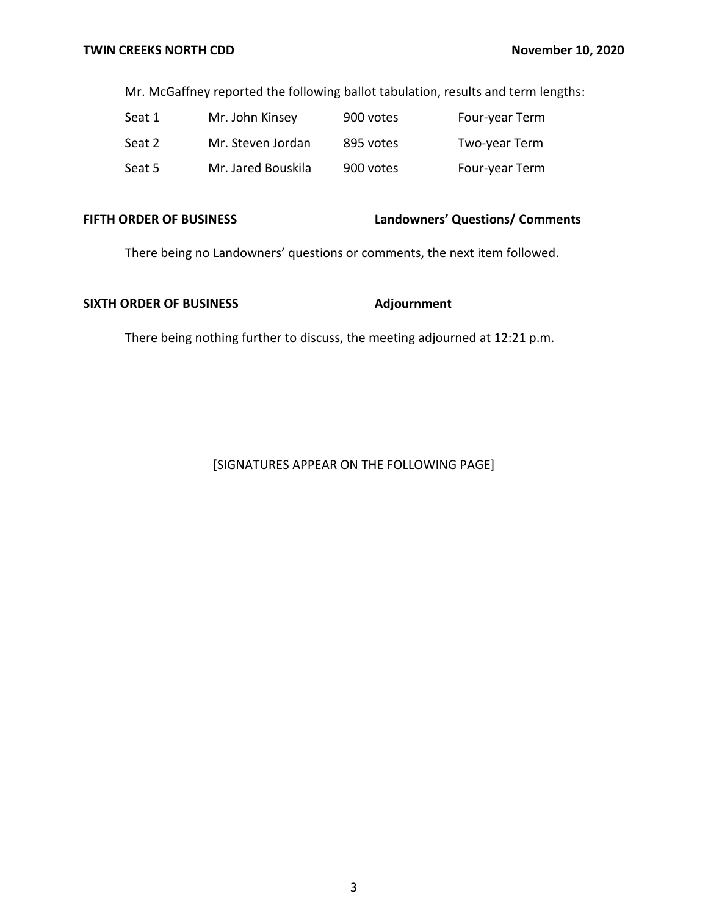Mr. McGaffney reported the following ballot tabulation, results and term lengths:

| Seat 1 | Mr. John Kinsey | 900 votes | Four-year Term |
| --- | --- | --- | --- |
| Seat 2 | Mr. Steven Jordan | 895 votes | Two-year Term |
| Seat 5 | Mr. Jared Bouskila | 900 votes | Four-year Term |

**FIFTH ORDER OF BUSINESS** **Landowners' Questions/ Comments**

There being no Landowners' questions or comments, the next item followed.

**SIXTH ORDER OF BUSINESS** **Adjournment**

There being nothing further to discuss, the meeting adjourned at 12:21 p.m.

[SIGNATURES APPEAR ON THE FOLLOWING PAGE]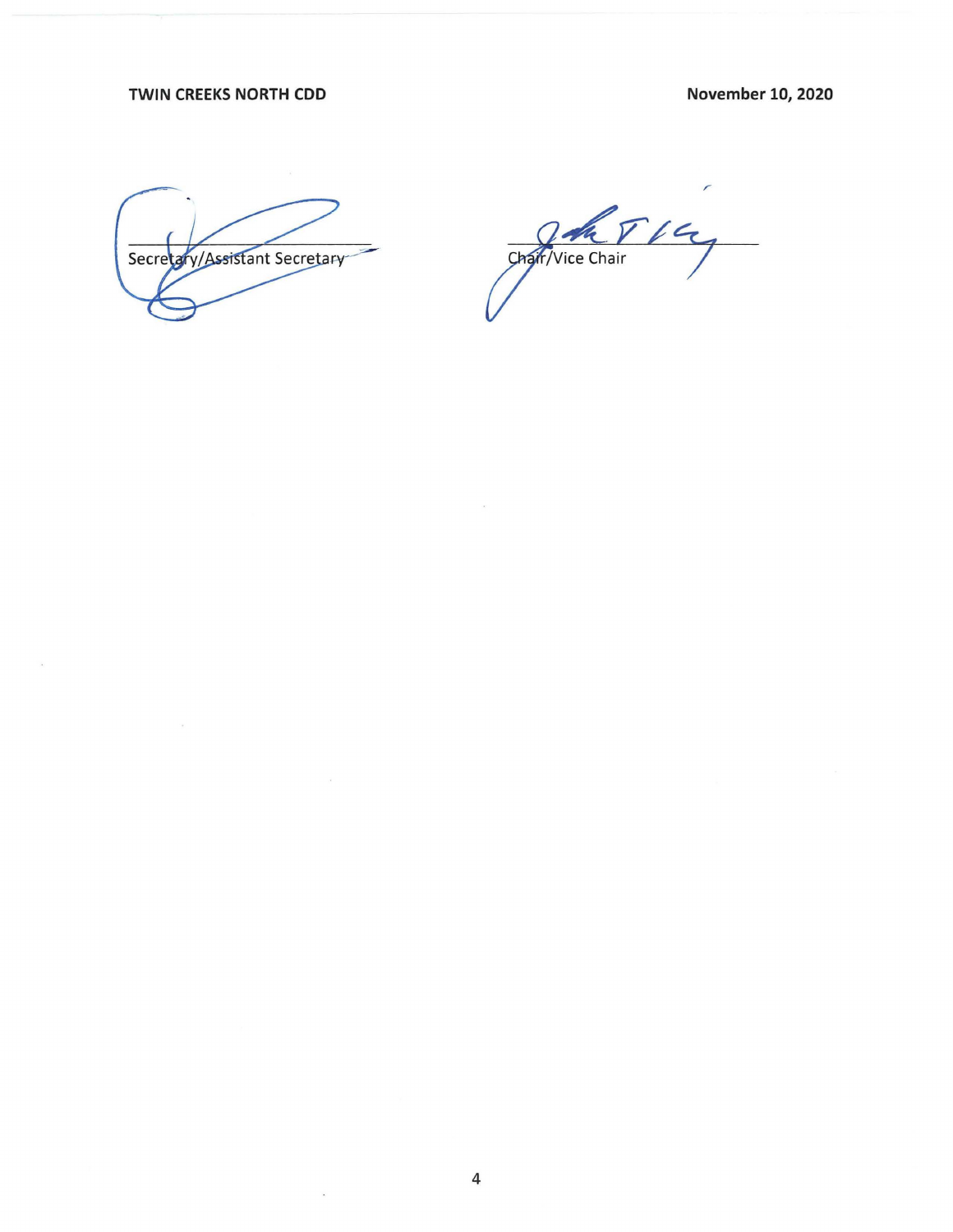**TWIN CREEKS NORTH CDD** **November 10, 2020**

___________________________
Secretary/Assistant Secretary

___________________________
Chair/Vice Chair